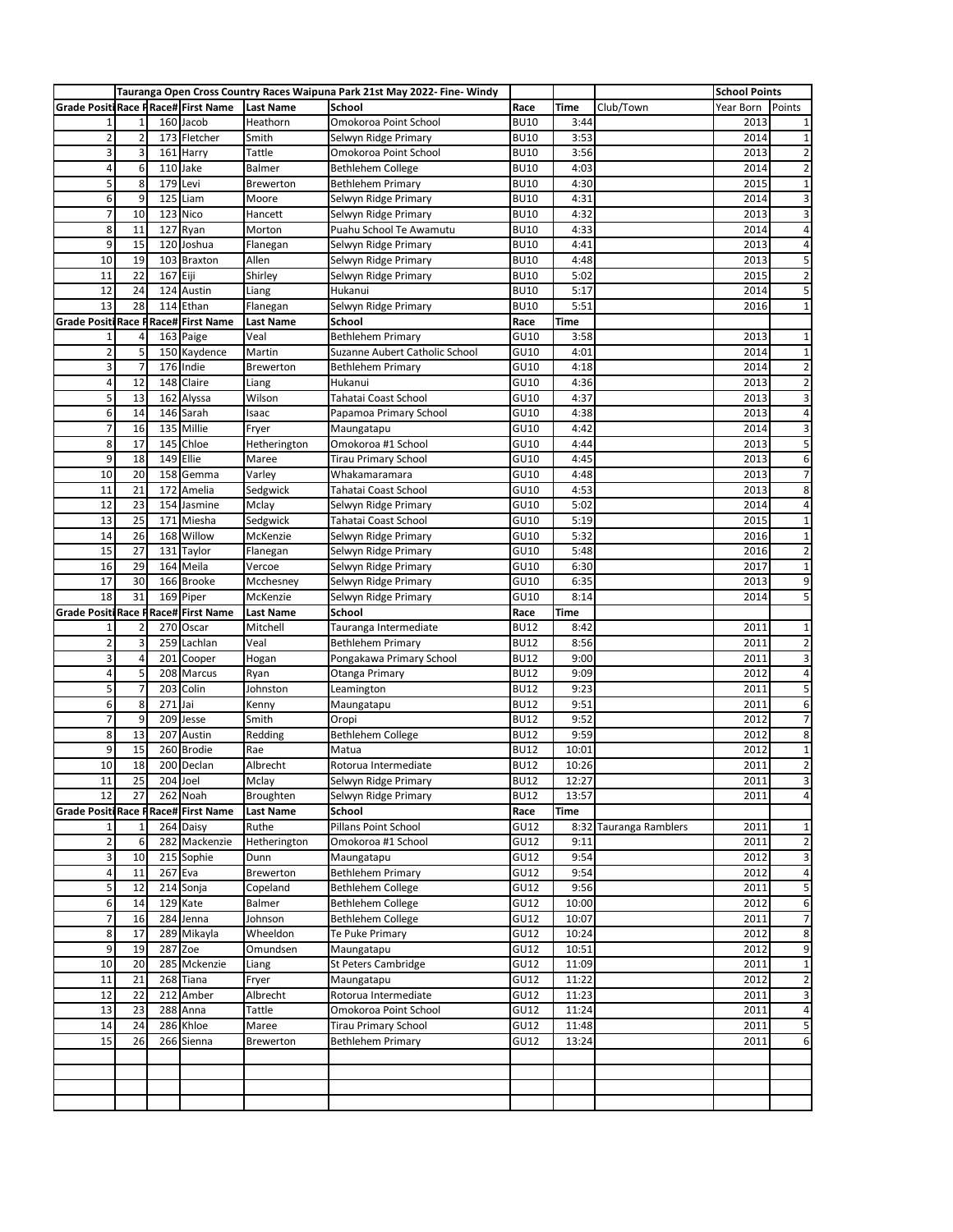| | | | Tauranga Open Cross Country Races Waipuna Park 21st May 2022- Fine- Windy | | | | | | School Points | |
|---|---|---|---|---|---|---|---|---|---|---|
| Grade Positi | Race F | Race# | First Name | Last Name | School | Race | Time | Club/Town | Year Born | Points |
| 1 | 1 | 160 | Jacob | Heathorn | Omokoroa Point School | BU10 | 3:44 | | 2013 | 1 |
| 2 | 2 | 173 | Fletcher | Smith | Selwyn Ridge Primary | BU10 | 3:53 | | 2014 | 1 |
| 3 | 3 | 161 | Harry | Tattle | Omokoroa Point School | BU10 | 3:56 | | 2013 | 2 |
| 4 | 6 | 110 | Jake | Balmer | Bethlehem College | BU10 | 4:03 | | 2014 | 2 |
| 5 | 8 | 179 | Levi | Brewerton | Bethlehem Primary | BU10 | 4:30 | | 2015 | 1 |
| 6 | 9 | 125 | Liam | Moore | Selwyn Ridge Primary | BU10 | 4:31 | | 2014 | 3 |
| 7 | 10 | 123 | Nico | Hancett | Selwyn Ridge Primary | BU10 | 4:32 | | 2013 | 3 |
| 8 | 11 | 127 | Ryan | Morton | Puahu School Te Awamutu | BU10 | 4:33 | | 2014 | 4 |
| 9 | 15 | 120 | Joshua | Flanegan | Selwyn Ridge Primary | BU10 | 4:41 | | 2013 | 4 |
| 10 | 19 | 103 | Braxton | Allen | Selwyn Ridge Primary | BU10 | 4:48 | | 2013 | 5 |
| 11 | 22 | 167 | Eiji | Shirley | Selwyn Ridge Primary | BU10 | 5:02 | | 2015 | 2 |
| 12 | 24 | 124 | Austin | Liang | Hukanui | BU10 | 5:17 | | 2014 | 5 |
| 13 | 28 | 114 | Ethan | Flanegan | Selwyn Ridge Primary | BU10 | 5:51 | | 2016 | 1 |
| Grade Positi | Race F | Race# | First Name | Last Name | School | Race | Time | | | |
| 1 | 4 | 163 | Paige | Veal | Bethlehem Primary | GU10 | 3:58 | | 2013 | 1 |
| 2 | 5 | 150 | Kaydence | Martin | Suzanne Aubert Catholic School | GU10 | 4:01 | | 2014 | 1 |
| 3 | 7 | 176 | Indie | Brewerton | Bethlehem Primary | GU10 | 4:18 | | 2014 | 2 |
| 4 | 12 | 148 | Claire | Liang | Hukanui | GU10 | 4:36 | | 2013 | 2 |
| 5 | 13 | 162 | Alyssa | Wilson | Tahatai Coast School | GU10 | 4:37 | | 2013 | 3 |
| 6 | 14 | 146 | Sarah | Isaac | Papamoa Primary School | GU10 | 4:38 | | 2013 | 4 |
| 7 | 16 | 135 | Millie | Fryer | Maungatapu | GU10 | 4:42 | | 2014 | 3 |
| 8 | 17 | 145 | Chloe | Hetherington | Omokoroa #1 School | GU10 | 4:44 | | 2013 | 5 |
| 9 | 18 | 149 | Ellie | Maree | Tirau Primary School | GU10 | 4:45 | | 2013 | 6 |
| 10 | 20 | 158 | Gemma | Varley | Whakamaramara | GU10 | 4:48 | | 2013 | 7 |
| 11 | 21 | 172 | Amelia | Sedgwick | Tahatai Coast School | GU10 | 4:53 | | 2013 | 8 |
| 12 | 23 | 154 | Jasmine | Mclay | Selwyn Ridge Primary | GU10 | 5:02 | | 2014 | 4 |
| 13 | 25 | 171 | Miesha | Sedgwick | Tahatai Coast School | GU10 | 5:19 | | 2015 | 1 |
| 14 | 26 | 168 | Willow | McKenzie | Selwyn Ridge Primary | GU10 | 5:32 | | 2016 | 1 |
| 15 | 27 | 131 | Taylor | Flanegan | Selwyn Ridge Primary | GU10 | 5:48 | | 2016 | 2 |
| 16 | 29 | 164 | Meila | Vercoe | Selwyn Ridge Primary | GU10 | 6:30 | | 2017 | 1 |
| 17 | 30 | 166 | Brooke | Mcchesney | Selwyn Ridge Primary | GU10 | 6:35 | | 2013 | 9 |
| 18 | 31 | 169 | Piper | McKenzie | Selwyn Ridge Primary | GU10 | 8:14 | | 2014 | 5 |
| Grade Positi | Race F | Race# | First Name | Last Name | School | Race | Time | | | |
| 1 | 2 | 270 | Oscar | Mitchell | Tauranga Intermediate | BU12 | 8:42 | | 2011 | 1 |
| 2 | 3 | 259 | Lachlan | Veal | Bethlehem Primary | BU12 | 8:56 | | 2011 | 2 |
| 3 | 4 | 201 | Cooper | Hogan | Pongakawa Primary School | BU12 | 9:00 | | 2011 | 3 |
| 4 | 5 | 208 | Marcus | Ryan | Otanga Primary | BU12 | 9:09 | | 2012 | 4 |
| 5 | 7 | 203 | Colin | Johnston | Leamington | BU12 | 9:23 | | 2011 | 5 |
| 6 | 8 | 271 | Jai | Kenny | Maungatapu | BU12 | 9:51 | | 2011 | 6 |
| 7 | 9 | 209 | Jesse | Smith | Oropi | BU12 | 9:52 | | 2012 | 7 |
| 8 | 13 | 207 | Austin | Redding | Bethlehem College | BU12 | 9:59 | | 2012 | 8 |
| 9 | 15 | 260 | Brodie | Rae | Matua | BU12 | 10:01 | | 2012 | 1 |
| 10 | 18 | 200 | Declan | Albrecht | Rotorua Intermediate | BU12 | 10:26 | | 2011 | 2 |
| 11 | 25 | 204 | Joel | Mclay | Selwyn Ridge Primary | BU12 | 12:27 | | 2011 | 3 |
| 12 | 27 | 262 | Noah | Broughten | Selwyn Ridge Primary | BU12 | 13:57 | | 2011 | 4 |
| Grade Positi | Race F | Race# | First Name | Last Name | School | Race | Time | | | |
| 1 | 1 | 264 | Daisy | Ruthe | Pillans Point School | GU12 | 8:32 | Tauranga Ramblers | 2011 | 1 |
| 2 | 6 | 282 | Mackenzie | Hetherington | Omokoroa #1 School | GU12 | 9:11 | | 2011 | 2 |
| 3 | 10 | 215 | Sophie | Dunn | Maungatapu | GU12 | 9:54 | | 2012 | 3 |
| 4 | 11 | 267 | Eva | Brewerton | Bethlehem Primary | GU12 | 9:54 | | 2012 | 4 |
| 5 | 12 | 214 | Sonja | Copeland | Bethlehem College | GU12 | 9:56 | | 2011 | 5 |
| 6 | 14 | 129 | Kate | Balmer | Bethlehem College | GU12 | 10:00 | | 2012 | 6 |
| 7 | 16 | 284 | Jenna | Johnson | Bethlehem College | GU12 | 10:07 | | 2011 | 7 |
| 8 | 17 | 289 | Mikayla | Wheeldon | Te Puke Primary | GU12 | 10:24 | | 2012 | 8 |
| 9 | 19 | 287 | Zoe | Omundsen | Maungatapu | GU12 | 10:51 | | 2012 | 9 |
| 10 | 20 | 285 | Mckenzie | Liang | St Peters Cambridge | GU12 | 11:09 | | 2011 | 1 |
| 11 | 21 | 268 | Tiana | Fryer | Maungatapu | GU12 | 11:22 | | 2012 | 2 |
| 12 | 22 | 212 | Amber | Albrecht | Rotorua Intermediate | GU12 | 11:23 | | 2011 | 3 |
| 13 | 23 | 288 | Anna | Tattle | Omokoroa Point School | GU12 | 11:24 | | 2011 | 4 |
| 14 | 24 | 286 | Khloe | Maree | Tirau Primary School | GU12 | 11:48 | | 2011 | 5 |
| 15 | 26 | 266 | Sienna | Brewerton | Bethlehem Primary | GU12 | 13:24 | | 2011 | 6 |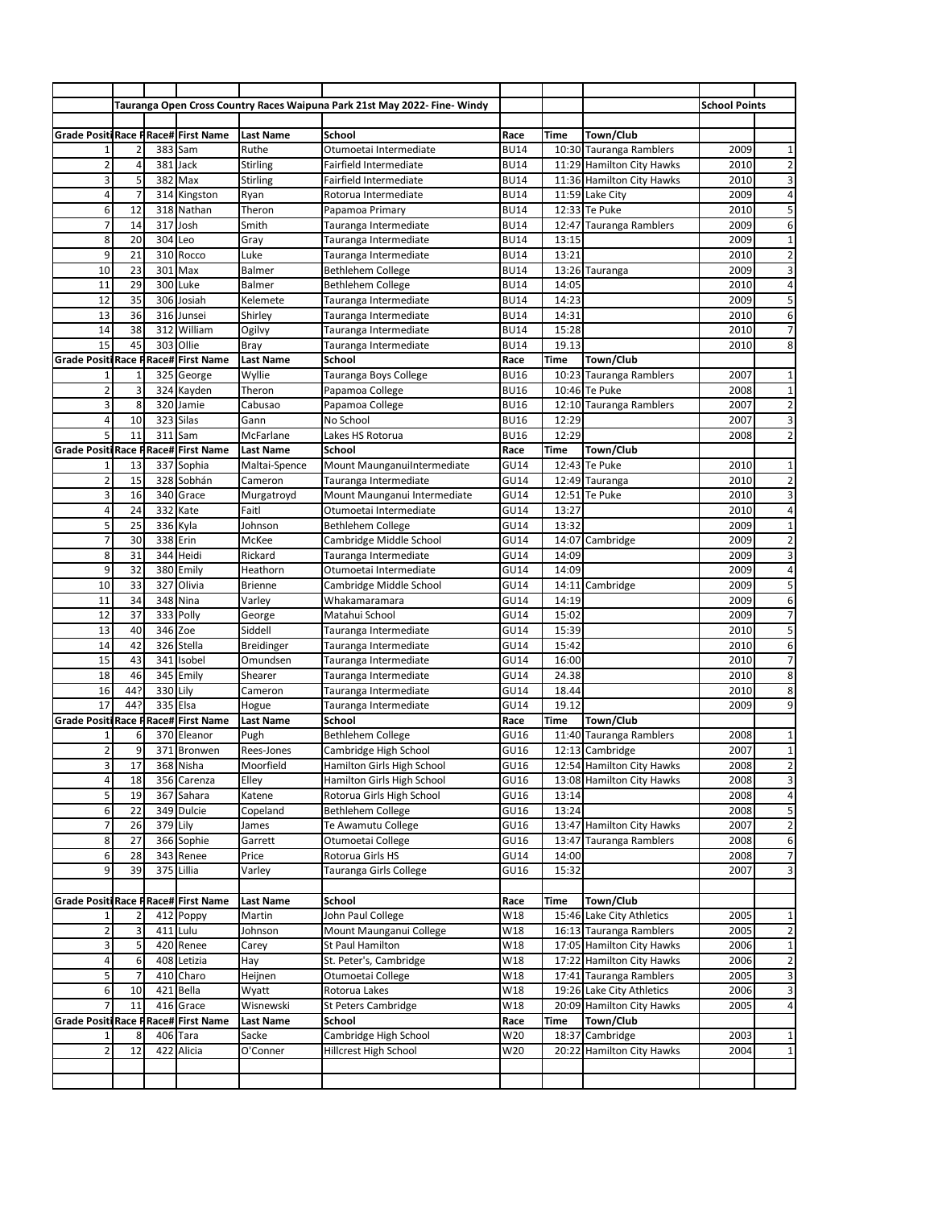| | Tauranga Open Cross Country Races Waipuna Park 21st May 2022- Fine- Windy | | | | | | | | School Points | |
|---|---|---|---|---|---|---|---|---|---|---|
| | | | | | | | | | | |
| Grade Positi | Race F | Race# | First Name | Last Name | School | Race | Time | Town/Club | | |
| 1 | 2 | 383 | Sam | Ruthe | Otumoetai Intermediate | BU14 | 10:30 | Tauranga Ramblers | 2009 | 1 |
| 2 | 4 | 381 | Jack | Stirling | Fairfield Intermediate | BU14 | 11:29 | Hamilton City Hawks | 2010 | 2 |
| 3 | 5 | 382 | Max | Stirling | Fairfield Intermediate | BU14 | 11:36 | Hamilton City Hawks | 2010 | 3 |
| 4 | 7 | 314 | Kingston | Ryan | Rotorua Intermediate | BU14 | 11:59 | Lake City | 2009 | 4 |
| 6 | 12 | 318 | Nathan | Theron | Papamoa Primary | BU14 | 12:33 | Te Puke | 2010 | 5 |
| 7 | 14 | 317 | Josh | Smith | Tauranga Intermediate | BU14 | 12:47 | Tauranga Ramblers | 2009 | 6 |
| 8 | 20 | 304 | Leo | Gray | Tauranga Intermediate | BU14 | 13:15 | | 2009 | 1 |
| 9 | 21 | 310 | Rocco | Luke | Tauranga Intermediate | BU14 | 13:21 | | 2010 | 2 |
| 10 | 23 | 301 | Max | Balmer | Bethlehem College | BU14 | 13:26 | Tauranga | 2009 | 3 |
| 11 | 29 | 300 | Luke | Balmer | Bethlehem College | BU14 | 14:05 | | 2010 | 4 |
| 12 | 35 | 306 | Josiah | Kelemete | Tauranga Intermediate | BU14 | 14:23 | | 2009 | 5 |
| 13 | 36 | 316 | Junsei | Shirley | Tauranga Intermediate | BU14 | 14:31 | | 2010 | 6 |
| 14 | 38 | 312 | William | Ogilvy | Tauranga Intermediate | BU14 | 15:28 | | 2010 | 7 |
| 15 | 45 | 303 | Ollie | Bray | Tauranga Intermediate | BU14 | 19.13 | | 2010 | 8 |
| Grade Positi | Race F | Race# | First Name | Last Name | School | Race | Time | Town/Club | | |
| 1 | 1 | 325 | George | Wyllie | Tauranga Boys College | BU16 | 10:23 | Tauranga Ramblers | 2007 | 1 |
| 2 | 3 | 324 | Kayden | Theron | Papamoa College | BU16 | 10:46 | Te Puke | 2008 | 1 |
| 3 | 8 | 320 | Jamie | Cabusao | Papamoa College | BU16 | 12:10 | Tauranga Ramblers | 2007 | 2 |
| 4 | 10 | 323 | Silas | Gann | No School | BU16 | 12:29 | | 2007 | 3 |
| 5 | 11 | 311 | Sam | McFarlane | Lakes HS Rotorua | BU16 | 12:29 | | 2008 | 2 |
| Grade Positi | Race F | Race# | First Name | Last Name | School | Race | Time | Town/Club | | |
| 1 | 13 | 337 | Sophia | Maltai-Spence | Mount MaunganuiIntermediate | GU14 | 12:43 | Te Puke | 2010 | 1 |
| 2 | 15 | 328 | Sobhán | Cameron | Tauranga Intermediate | GU14 | 12:49 | Tauranga | 2010 | 2 |
| 3 | 16 | 340 | Grace | Murgatroyd | Mount Maunganui Intermediate | GU14 | 12:51 | Te Puke | 2010 | 3 |
| 4 | 24 | 332 | Kate | Faitl | Otumoetai Intermediate | GU14 | 13:27 | | 2010 | 4 |
| 5 | 25 | 336 | Kyla | Johnson | Bethlehem College | GU14 | 13:32 | | 2009 | 1 |
| 7 | 30 | 338 | Erin | McKee | Cambridge Middle School | GU14 | 14:07 | Cambridge | 2009 | 2 |
| 8 | 31 | 344 | Heidi | Rickard | Tauranga Intermediate | GU14 | 14:09 | | 2009 | 3 |
| 9 | 32 | 380 | Emily | Heathorn | Otumoetai Intermediate | GU14 | 14:09 | | 2009 | 4 |
| 10 | 33 | 327 | Olivia | Brienne | Cambridge Middle School | GU14 | 14:11 | Cambridge | 2009 | 5 |
| 11 | 34 | 348 | Nina | Varley | Whakamaramara | GU14 | 14:19 | | 2009 | 6 |
| 12 | 37 | 333 | Polly | George | Matahui School | GU14 | 15:02 | | 2009 | 7 |
| 13 | 40 | 346 | Zoe | Siddell | Tauranga Intermediate | GU14 | 15:39 | | 2010 | 5 |
| 14 | 42 | 326 | Stella | Breidinger | Tauranga Intermediate | GU14 | 15:42 | | 2010 | 6 |
| 15 | 43 | 341 | Isobel | Omundsen | Tauranga Intermediate | GU14 | 16:00 | | 2010 | 7 |
| 18 | 46 | 345 | Emily | Shearer | Tauranga Intermediate | GU14 | 24.38 | | 2010 | 8 |
| 16 | 44? | 330 | Lily | Cameron | Tauranga Intermediate | GU14 | 18.44 | | 2010 | 8 |
| 17 | 44? | 335 | Elsa | Hogue | Tauranga Intermediate | GU14 | 19.12 | | 2009 | 9 |
| Grade Positi | Race F | Race# | First Name | Last Name | School | Race | Time | Town/Club | | |
| 1 | 6 | 370 | Eleanor | Pugh | Bethlehem College | GU16 | 11:40 | Tauranga Ramblers | 2008 | 1 |
| 2 | 9 | 371 | Bronwen | Rees-Jones | Cambridge High School | GU16 | 12:13 | Cambridge | 2007 | 1 |
| 3 | 17 | 368 | Nisha | Moorfield | Hamilton Girls High School | GU16 | 12:54 | Hamilton City Hawks | 2008 | 2 |
| 4 | 18 | 356 | Carenza | Elley | Hamilton Girls High School | GU16 | 13:08 | Hamilton City Hawks | 2008 | 3 |
| 5 | 19 | 367 | Sahara | Katene | Rotorua Girls High School | GU16 | 13:14 | | 2008 | 4 |
| 6 | 22 | 349 | Dulcie | Copeland | Bethlehem College | GU16 | 13:24 | | 2008 | 5 |
| 7 | 26 | 379 | Lily | James | Te Awamutu College | GU16 | 13:47 | Hamilton City Hawks | 2007 | 2 |
| 8 | 27 | 366 | Sophie | Garrett | Otumoetai College | GU16 | 13:47 | Tauranga Ramblers | 2008 | 6 |
| 6 | 28 | 343 | Renee | Price | Rotorua Girls HS | GU14 | 14:00 | | 2008 | 7 |
| 9 | 39 | 375 | Lillia | Varley | Tauranga Girls College | GU16 | 15:32 | | 2007 | 3 |
| | | | | | | | | | | |
| Grade Positi | Race F | Race# | First Name | Last Name | School | Race | Time | Town/Club | | |
| 1 | 2 | 412 | Poppy | Martin | John Paul College | W18 | 15:46 | Lake City Athletics | 2005 | 1 |
| 2 | 3 | 411 | Lulu | Johnson | Mount Maunganui College | W18 | 16:13 | Tauranga Ramblers | 2005 | 2 |
| 3 | 5 | 420 | Renee | Carey | St Paul Hamilton | W18 | 17:05 | Hamilton City Hawks | 2006 | 1 |
| 4 | 6 | 408 | Letizia | Hay | St. Peter's, Cambridge | W18 | 17:22 | Hamilton City Hawks | 2006 | 2 |
| 5 | 7 | 410 | Charo | Heijnen | Otumoetai College | W18 | 17:41 | Tauranga Ramblers | 2005 | 3 |
| 6 | 10 | 421 | Bella | Wyatt | Rotorua Lakes | W18 | 19:26 | Lake City Athletics | 2006 | 3 |
| 7 | 11 | 416 | Grace | Wisnewski | St Peters Cambridge | W18 | 20:09 | Hamilton City Hawks | 2005 | 4 |
| Grade Positi | Race F | Race# | First Name | Last Name | School | Race | Time | Town/Club | | |
| 1 | 8 | 406 | Tara | Sacke | Cambridge High School | W20 | 18:37 | Cambridge | 2003 | 1 |
| 2 | 12 | 422 | Alicia | O'Conner | Hillcrest High School | W20 | 20:22 | Hamilton City Hawks | 2004 | 1 |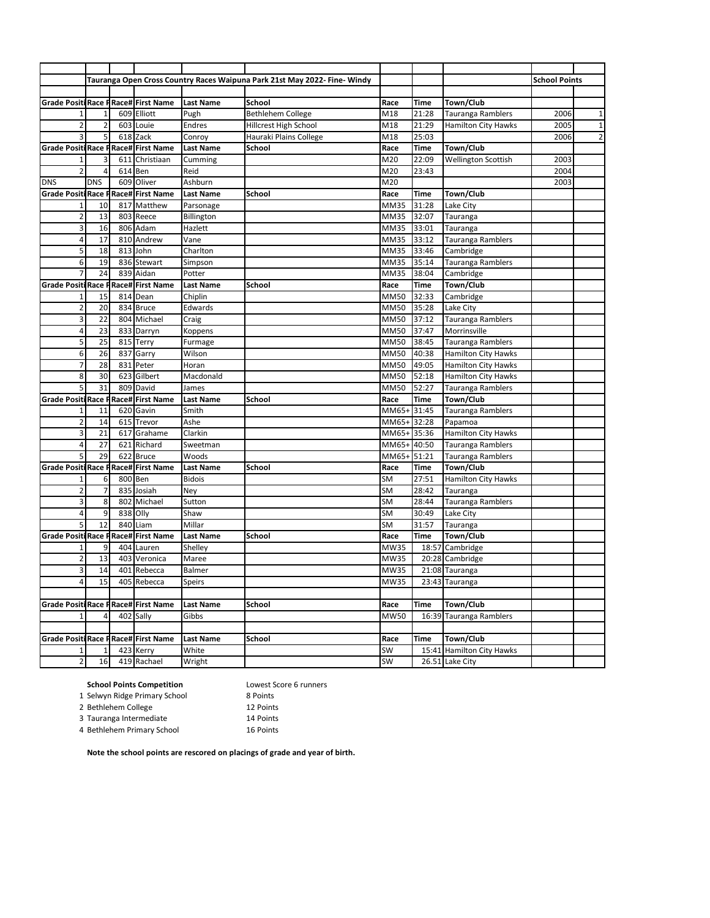| | | | | | | | | | | |
|---|---|---|---|---|---|---|---|---|---|---|
| | Tauranga Open Cross Country Races Waipuna Park 21st May 2022- Fine- Windy | | | | | | | | School Points | |
| | | | | | | | | | | |
| Grade Positi | Race P | Race# | First Name | Last Name | School | Race | Time | Town/Club | | |
| 1 | 1 | 609 | Elliott | Pugh | Bethlehem College | M18 | 21:28 | Tauranga Ramblers | 2006 | 1 |
| 2 | 2 | 603 | Louie | Endres | Hillcrest High School | M18 | 21:29 | Hamilton City Hawks | 2005 | 1 |
| 3 | 5 | 618 | Zack | Conroy | Hauraki Plains College | M18 | 25:03 | | 2006 | 2 |
| Grade Positi | Race P | Race# | First Name | Last Name | School | Race | Time | Town/Club | | |
| 1 | 3 | 611 | Christiaan | Cumming | | M20 | 22:09 | Wellington Scottish | 2003 | |
| 2 | 4 | 614 | Ben | Reid | | M20 | 23:43 | | 2004 | |
| DNS | DNS | 609 | Oliver | Ashburn | | M20 | | | 2003 | |
| Grade Positi | Race P | Race# | First Name | Last Name | School | Race | Time | Town/Club | | |
| 1 | 10 | 817 | Matthew | Parsonage | | MM35 | 31:28 | Lake City | | |
| 2 | 13 | 803 | Reece | Billington | | MM35 | 32:07 | Tauranga | | |
| 3 | 16 | 806 | Adam | Hazlett | | MM35 | 33:01 | Tauranga | | |
| 4 | 17 | 810 | Andrew | Vane | | MM35 | 33:12 | Tauranga Ramblers | | |
| 5 | 18 | 813 | John | Charlton | | MM35 | 33:46 | Cambridge | | |
| 6 | 19 | 836 | Stewart | Simpson | | MM35 | 35:14 | Tauranga Ramblers | | |
| 7 | 24 | 839 | Aidan | Potter | | MM35 | 38:04 | Cambridge | | |
| Grade Positi | Race P | Race# | First Name | Last Name | School | Race | Time | Town/Club | | |
| 1 | 15 | 814 | Dean | Chiplin | | MM50 | 32:33 | Cambridge | | |
| 2 | 20 | 834 | Bruce | Edwards | | MM50 | 35:28 | Lake City | | |
| 3 | 22 | 804 | Michael | Craig | | MM50 | 37:12 | Tauranga Ramblers | | |
| 4 | 23 | 833 | Darryn | Koppens | | MM50 | 37:47 | Morrinsville | | |
| 5 | 25 | 815 | Terry | Furmage | | MM50 | 38:45 | Tauranga Ramblers | | |
| 6 | 26 | 837 | Garry | Wilson | | MM50 | 40:38 | Hamilton City Hawks | | |
| 7 | 28 | 831 | Peter | Horan | | MM50 | 49:05 | Hamilton City Hawks | | |
| 8 | 30 | 623 | Gilbert | Macdonald | | MM50 | 52:18 | Hamilton City Hawks | | |
| 5 | 31 | 809 | David | James | | MM50 | 52:27 | Tauranga Ramblers | | |
| Grade Positi | Race P | Race# | First Name | Last Name | School | Race | Time | Town/Club | | |
| 1 | 11 | 620 | Gavin | Smith | | MM65+ | 31:45 | Tauranga Ramblers | | |
| 2 | 14 | 615 | Trevor | Ashe | | MM65+ | 32:28 | Papamoa | | |
| 3 | 21 | 617 | Grahame | Clarkin | | MM65+ | 35:36 | Hamilton City Hawks | | |
| 4 | 27 | 621 | Richard | Sweetman | | MM65+ | 40:50 | Tauranga Ramblers | | |
| 5 | 29 | 622 | Bruce | Woods | | MM65+ | 51:21 | Tauranga Ramblers | | |
| Grade Positi | Race P | Race# | First Name | Last Name | School | Race | Time | Town/Club | | |
| 1 | 6 | 800 | Ben | Bidois | | SM | 27:51 | Hamilton City Hawks | | |
| 2 | 7 | 835 | Josiah | Ney | | SM | 28:42 | Tauranga | | |
| 3 | 8 | 802 | Michael | Sutton | | SM | 28:44 | Tauranga Ramblers | | |
| 4 | 9 | 838 | Olly | Shaw | | SM | 30:49 | Lake City | | |
| 5 | 12 | 840 | Liam | Millar | | SM | 31:57 | Tauranga | | |
| Grade Positi | Race P | Race# | First Name | Last Name | School | Race | Time | Town/Club | | |
| 1 | 9 | 404 | Lauren | Shelley | | MW35 | 18:57 | Cambridge | | |
| 2 | 13 | 403 | Veronica | Maree | | MW35 | 20:28 | Cambridge | | |
| 3 | 14 | 401 | Rebecca | Balmer | | MW35 | 21:08 | Tauranga | | |
| 4 | 15 | 405 | Rebecca | Speirs | | MW35 | 23:43 | Tauranga | | |
| | | | | | | | | | | |
| Grade Positi | Race P | Race# | First Name | Last Name | School | Race | Time | Town/Club | | |
| 1 | 4 | 402 | Sally | Gibbs | | MW50 | 16:39 | Tauranga Ramblers | | |
| | | | | | | | | | | |
| Grade Positi | Race P | Race# | First Name | Last Name | School | Race | Time | Town/Club | | |
| 1 | 1 | 423 | Kerry | White | | SW | 15:41 | Hamilton City Hawks | | |
| 2 | 16 | 419 | Rachael | Wright | | SW | 26.51 | Lake City | | |

**School Points Competition** — Lowest Score 6 runners

1. Selwyn Ridge Primary School — 8 Points
2. Bethlehem College — 12 Points
3. Tauranga Intermediate — 14 Points
4. Bethlehem Primary School — 16 Points

**Note the school points are rescored on placings of grade and year of birth.**